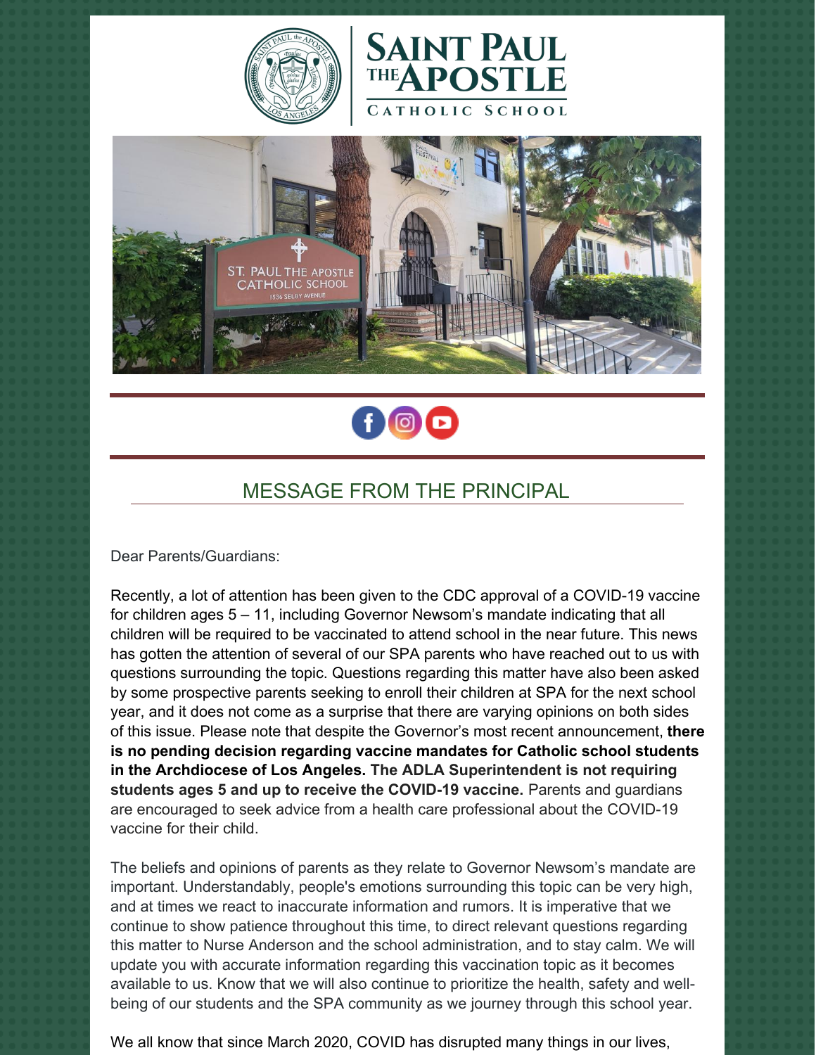# SAINT PAUL THE APOSTLE CATHOLIC SCHOOL

## MESSAGE FROM THE PRINCIPAL

Dear Parents/Guardians:

Recently, a lot of attention has been given to the CDC approval of a COVID-19 vaccine for children ages 5 – 11, including Governor Newsom's mandate indicating that all children will be required to be vaccinated to attend school in the near future. This news has gotten the attention of several of our SPA parents who have reached out to us with questions surrounding the topic. Questions regarding this matter have also been asked by some prospective parents seeking to enroll their children at SPA for the next school year, and it does not come as a surprise that there are varying opinions on both sides of this issue. Please note that despite the Governor's most recent announcement, **there is no pending decision regarding vaccine mandates for Catholic school students in the Archdiocese of Los Angeles. The ADLA Superintendent is not requiring students ages 5 and up to receive the COVID-19 vaccine.** Parents and guardians are encouraged to seek advice from a health care professional about the COVID-19 vaccine for their child.

The beliefs and opinions of parents as they relate to Governor Newsom's mandate are important. Understandably, people's emotions surrounding this topic can be very high, and at times we react to inaccurate information and rumors. It is imperative that we continue to show patience throughout this time, to direct relevant questions regarding this matter to Nurse Anderson and the school administration, and to stay calm. We will update you with accurate information regarding this vaccination topic as it becomes available to us. Know that we will also continue to prioritize the health, safety and well-being of our students and the SPA community as we journey through this school year.

We all know that since March 2020, COVID has disrupted many things in our lives,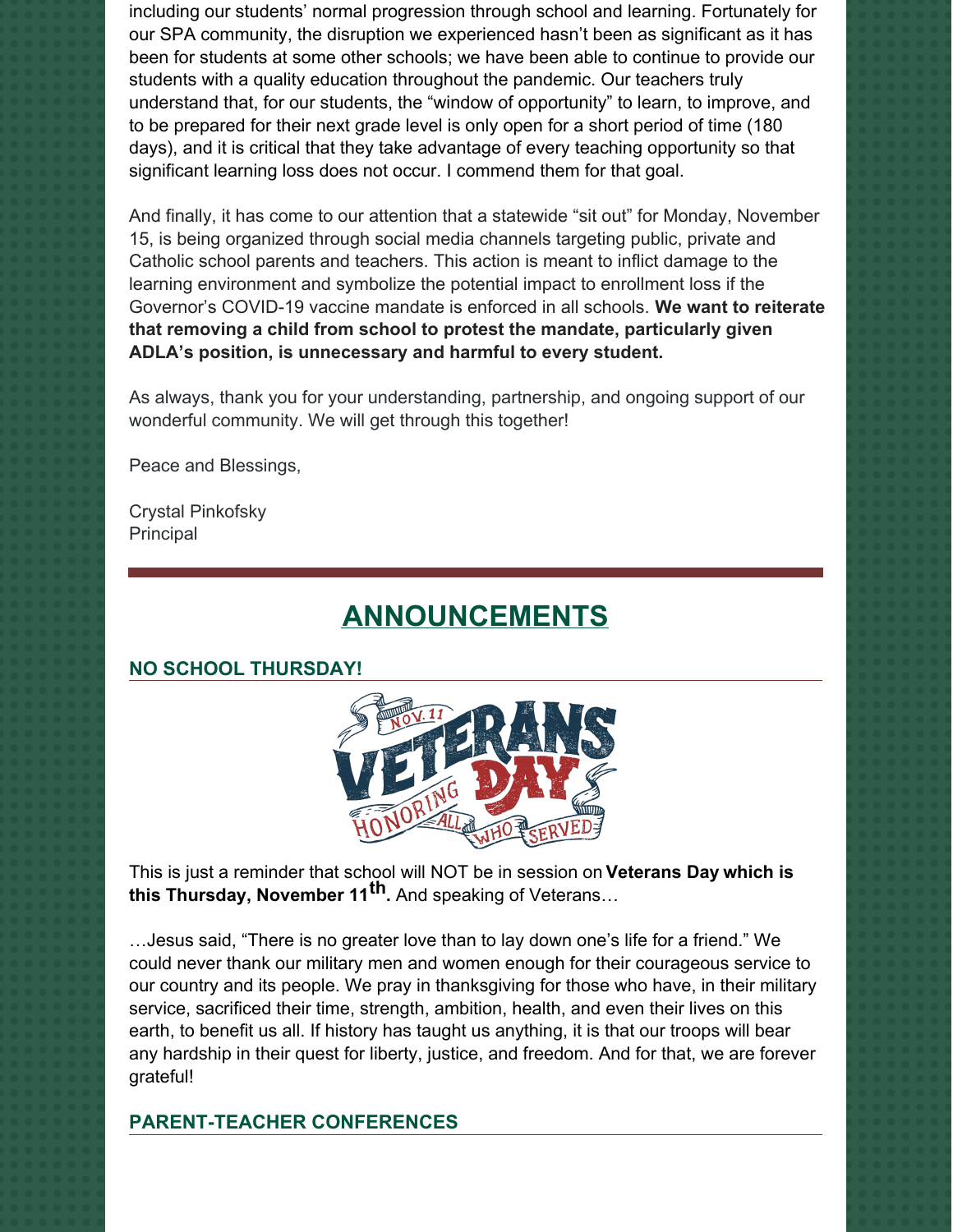including our students' normal progression through school and learning. Fortunately for our SPA community, the disruption we experienced hasn't been as significant as it has been for students at some other schools; we have been able to continue to provide our students with a quality education throughout the pandemic. Our teachers truly understand that, for our students, the "window of opportunity" to learn, to improve, and to be prepared for their next grade level is only open for a short period of time (180 days), and it is critical that they take advantage of every teaching opportunity so that significant learning loss does not occur. I commend them for that goal.

And finally, it has come to our attention that a statewide "sit out" for Monday, November 15, is being organized through social media channels targeting public, private and Catholic school parents and teachers. This action is meant to inflict damage to the learning environment and symbolize the potential impact to enrollment loss if the Governor's COVID-19 vaccine mandate is enforced in all schools. **We want to reiterate that removing a child from school to protest the mandate, particularly given ADLA's position, is unnecessary and harmful to every student.**

As always, thank you for your understanding, partnership, and ongoing support of our wonderful community. We will get through this together!

Peace and Blessings,

Crystal Pinkofsky
Principal

---

## ANNOUNCEMENTS

### NO SCHOOL THURSDAY!

This is just a reminder that school will NOT be in session on **Veterans Day which is this Thursday, November 11th.** And speaking of Veterans…

…Jesus said, "There is no greater love than to lay down one's life for a friend." We could never thank our military men and women enough for their courageous service to our country and its people. We pray in thanksgiving for those who have, in their military service, sacrificed their time, strength, ambition, health, and even their lives on this earth, to benefit us all. If history has taught us anything, it is that our troops will bear any hardship in their quest for liberty, justice, and freedom. And for that, we are forever grateful!

### PARENT-TEACHER CONFERENCES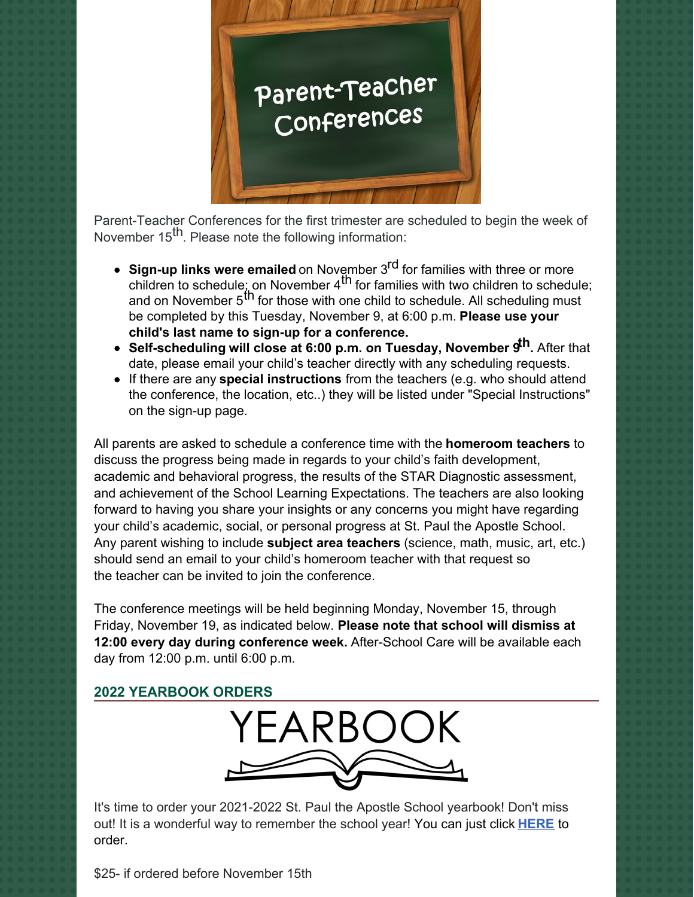Parent-Teacher Conferences for the first trimester are scheduled to begin the week of November 15th. Please note the following information:

- **Sign-up links were emailed** on November 3rd for families with three or more children to schedule; on November 4th for families with two children to schedule; and on November 5th for those with one child to schedule. All scheduling must be completed by this Tuesday, November 9, at 6:00 p.m. **Please use your child's last name to sign-up for a conference.**
- **Self-scheduling will close at 6:00 p.m. on Tuesday, November 9th.** After that date, please email your child's teacher directly with any scheduling requests.
- If there are any **special instructions** from the teachers (e.g. who should attend the conference, the location, etc..) they will be listed under "Special Instructions" on the sign-up page.

All parents are asked to schedule a conference time with the **homeroom teachers** to discuss the progress being made in regards to your child's faith development, academic and behavioral progress, the results of the STAR Diagnostic assessment, and achievement of the School Learning Expectations. The teachers are also looking forward to having you share your insights or any concerns you might have regarding your child's academic, social, or personal progress at St. Paul the Apostle School. Any parent wishing to include **subject area teachers** (science, math, music, art, etc.) should send an email to your child's homeroom teacher with that request so the teacher can be invited to join the conference.

The conference meetings will be held beginning Monday, November 15, through Friday, November 19, as indicated below. **Please note that school will dismiss at 12:00 every day during conference week.** After-School Care will be available each day from 12:00 p.m. until 6:00 p.m.

## 2022 YEARBOOK ORDERS

It's time to order your 2021-2022 St. Paul the Apostle School yearbook! Don't miss out! It is a wonderful way to remember the school year! You can just click **HERE** to order.

$25- if ordered before November 15th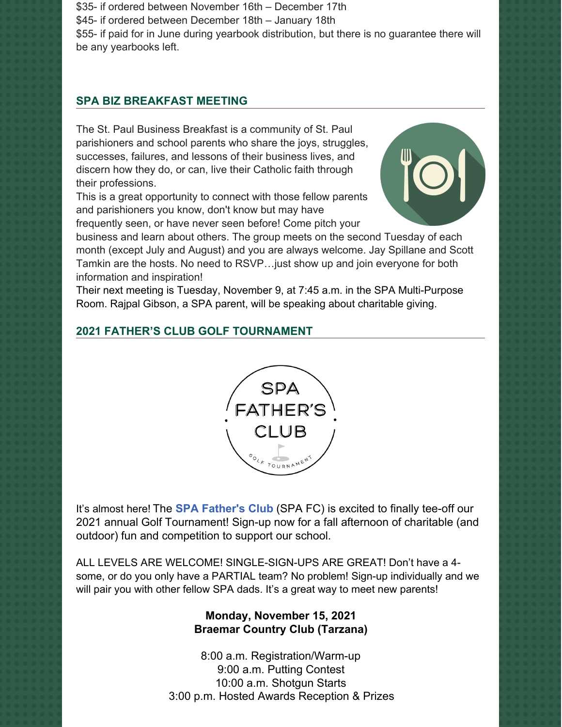$35- if ordered between November 16th – December 17th
$45- if ordered between December 18th – January 18th
$55- if paid for in June during yearbook distribution, but there is no guarantee there will be any yearbooks left.

## SPA BIZ BREAKFAST MEETING

The St. Paul Business Breakfast is a community of St. Paul parishioners and school parents who share the joys, struggles, successes, failures, and lessons of their business lives, and discern how they do, or can, live their Catholic faith through their professions.

This is a great opportunity to connect with those fellow parents and parishioners you know, don't know but may have frequently seen, or have never seen before! Come pitch your business and learn about others. The group meets on the second Tuesday of each month (except July and August) and you are always welcome. Jay Spillane and Scott Tamkin are the hosts. No need to RSVP…just show up and join everyone for both information and inspiration!

Their next meeting is Tuesday, November 9, at 7:45 a.m. in the SPA Multi-Purpose Room. Rajpal Gibson, a SPA parent, will be speaking about charitable giving.

## 2021 FATHER'S CLUB GOLF TOURNAMENT

SPA FATHER'S CLUB GOLF TOURNAMENT

It's almost here! The **SPA Father's Club** (SPA FC) is excited to finally tee-off our 2021 annual Golf Tournament! Sign-up now for a fall afternoon of charitable (and outdoor) fun and competition to support our school.

ALL LEVELS ARE WELCOME! SINGLE-SIGN-UPS ARE GREAT! Don't have a 4-some, or do you only have a PARTIAL team? No problem! Sign-up individually and we will pair you with other fellow SPA dads. It's a great way to meet new parents!

**Monday, November 15, 2021**
**Braemar Country Club (Tarzana)**

8:00 a.m. Registration/Warm-up
9:00 a.m. Putting Contest
10:00 a.m. Shotgun Starts
3:00 p.m. Hosted Awards Reception & Prizes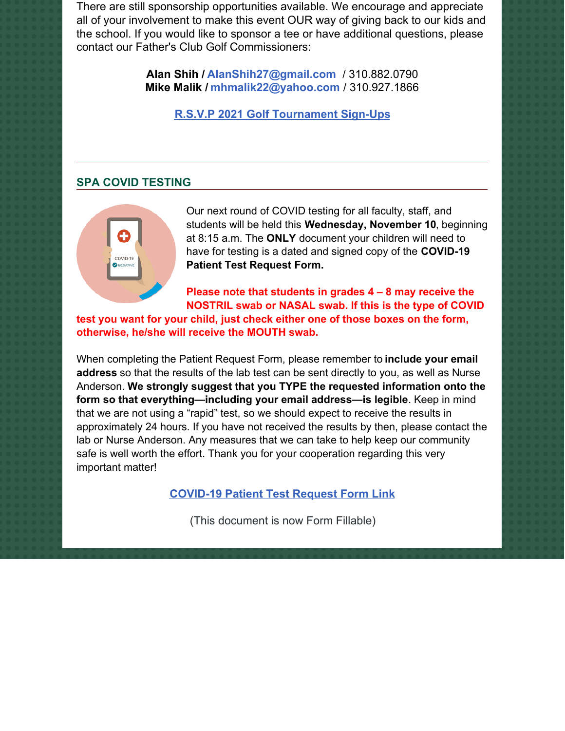There are still sponsorship opportunities available. We encourage and appreciate all of your involvement to make this event OUR way of giving back to our kids and the school. If you would like to sponsor a tee or have additional questions, please contact our Father's Club Golf Commissioners:

**Alan Shih / AlanShih27@gmail.com** / 310.882.0790
**Mike Malik / mhmalik22@yahoo.com** / 310.927.1866

**R.S.V.P 2021 Golf Tournament Sign-Ups**

---

## SPA COVID TESTING

Our next round of COVID testing for all faculty, staff, and students will be held this **Wednesday, November 10**, beginning at 8:15 a.m. The **ONLY** document your children will need to have for testing is a dated and signed copy of the **COVID-19 Patient Test Request Form.**

**Please note that students in grades 4 – 8 may receive the NOSTRIL swab or NASAL swab. If this is the type of COVID test you want for your child, just check either one of those boxes on the form, otherwise, he/she will receive the MOUTH swab.**

When completing the Patient Request Form, please remember to **include your email address** so that the results of the lab test can be sent directly to you, as well as Nurse Anderson. **We strongly suggest that you TYPE the requested information onto the form so that everything—including your email address—is legible**. Keep in mind that we are not using a "rapid" test, so we should expect to receive the results in approximately 24 hours. If you have not received the results by then, please contact the lab or Nurse Anderson. Any measures that we can take to help keep our community safe is well worth the effort. Thank you for your cooperation regarding this very important matter!

**COVID-19 Patient Test Request Form Link**

(This document is now Form Fillable)